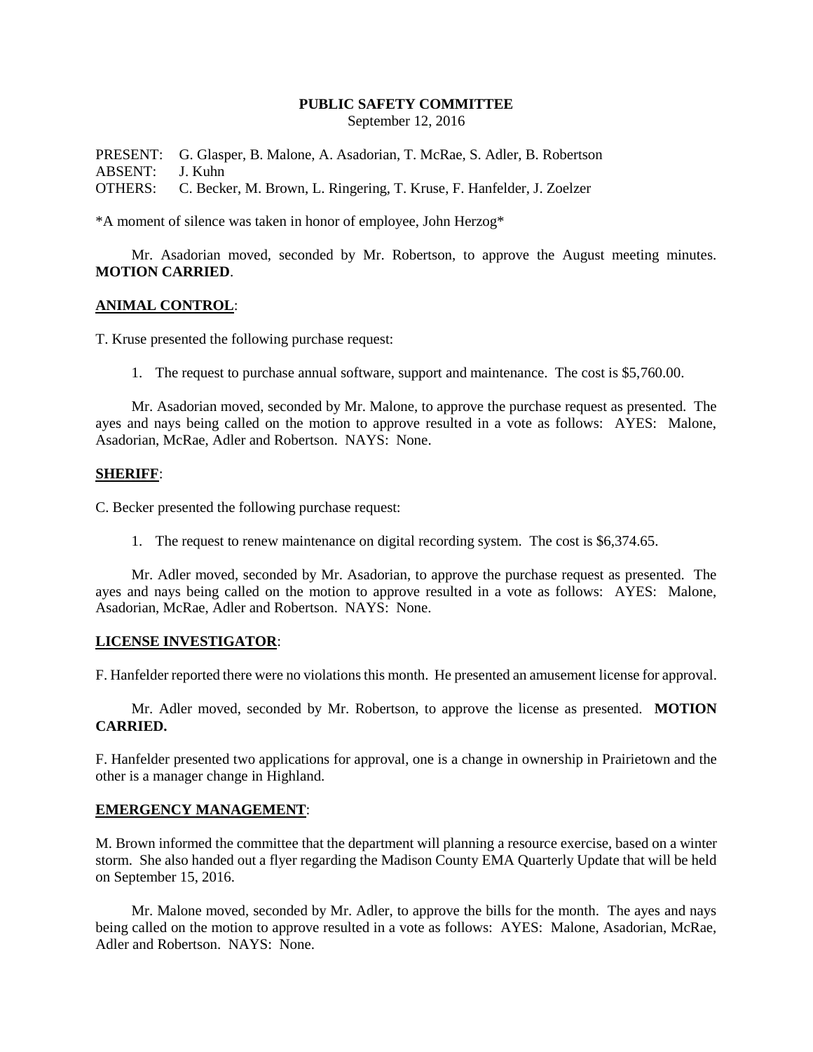# PUBLIC SAFETY COMMITTEE

September 12, 2016

PRESENT: G. Glasper, B. Malone, A. Asadorian, T. McRae, S. Adler, B. Robertson
ABSENT: J. Kuhn
OTHERS: C. Becker, M. Brown, L. Ringering, T. Kruse, F. Hanfelder, J. Zoelzer

*A moment of silence was taken in honor of employee, John Herzog*

Mr. Asadorian moved, seconded by Mr. Robertson, to approve the August meeting minutes. **MOTION CARRIED**.

## ANIMAL CONTROL:

T. Kruse presented the following purchase request:

1. The request to purchase annual software, support and maintenance. The cost is $5,760.00.

Mr. Asadorian moved, seconded by Mr. Malone, to approve the purchase request as presented. The ayes and nays being called on the motion to approve resulted in a vote as follows: AYES: Malone, Asadorian, McRae, Adler and Robertson. NAYS: None.

## SHERIFF:

C. Becker presented the following purchase request:

1. The request to renew maintenance on digital recording system. The cost is $6,374.65.

Mr. Adler moved, seconded by Mr. Asadorian, to approve the purchase request as presented. The ayes and nays being called on the motion to approve resulted in a vote as follows: AYES: Malone, Asadorian, McRae, Adler and Robertson. NAYS: None.

## LICENSE INVESTIGATOR:

F. Hanfelder reported there were no violations this month. He presented an amusement license for approval.

Mr. Adler moved, seconded by Mr. Robertson, to approve the license as presented. **MOTION CARRIED.**

F. Hanfelder presented two applications for approval, one is a change in ownership in Prairietown and the other is a manager change in Highland.

## EMERGENCY MANAGEMENT:

M. Brown informed the committee that the department will planning a resource exercise, based on a winter storm. She also handed out a flyer regarding the Madison County EMA Quarterly Update that will be held on September 15, 2016.

Mr. Malone moved, seconded by Mr. Adler, to approve the bills for the month. The ayes and nays being called on the motion to approve resulted in a vote as follows: AYES: Malone, Asadorian, McRae, Adler and Robertson. NAYS: None.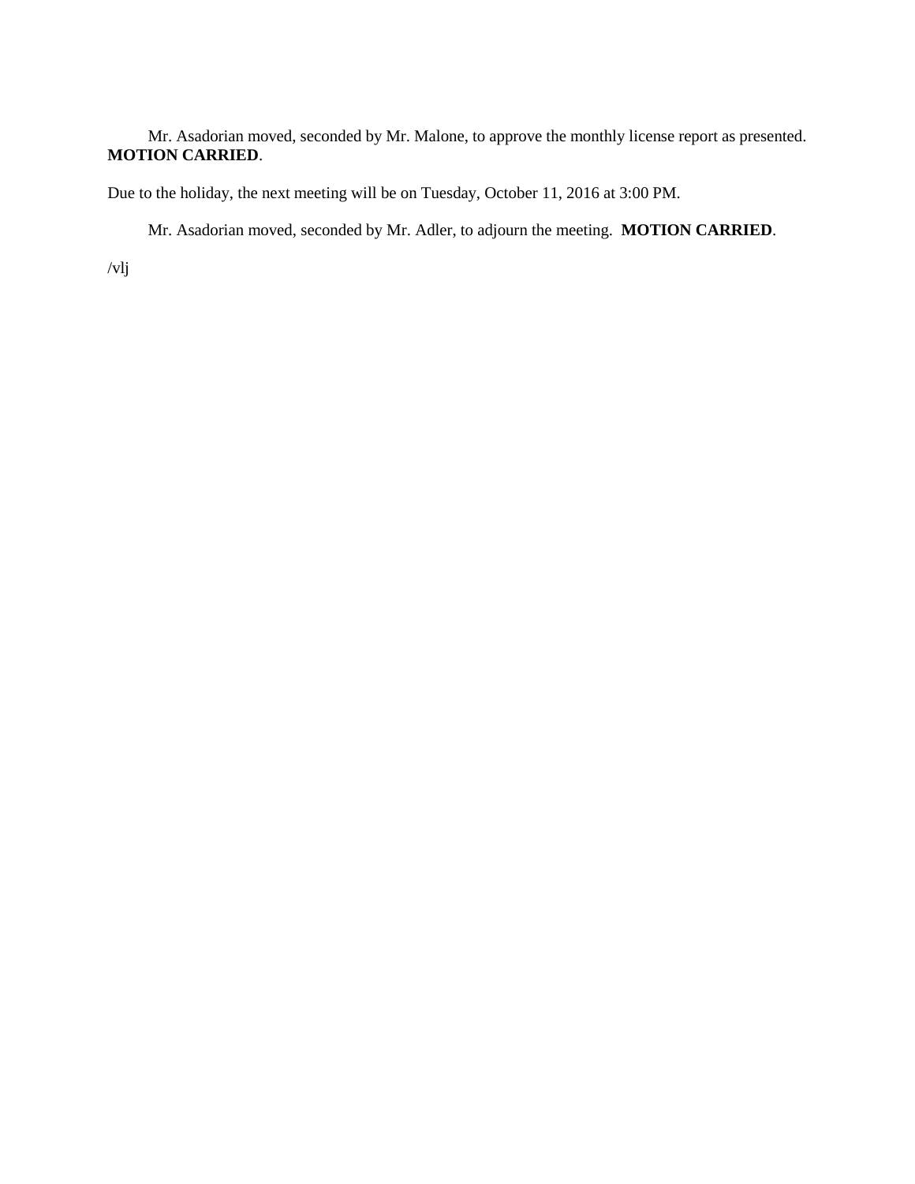Mr. Asadorian moved, seconded by Mr. Malone, to approve the monthly license report as presented. **MOTION CARRIED**.

Due to the holiday, the next meeting will be on Tuesday, October 11, 2016 at 3:00 PM.

Mr. Asadorian moved, seconded by Mr. Adler, to adjourn the meeting. **MOTION CARRIED**.

/vlj